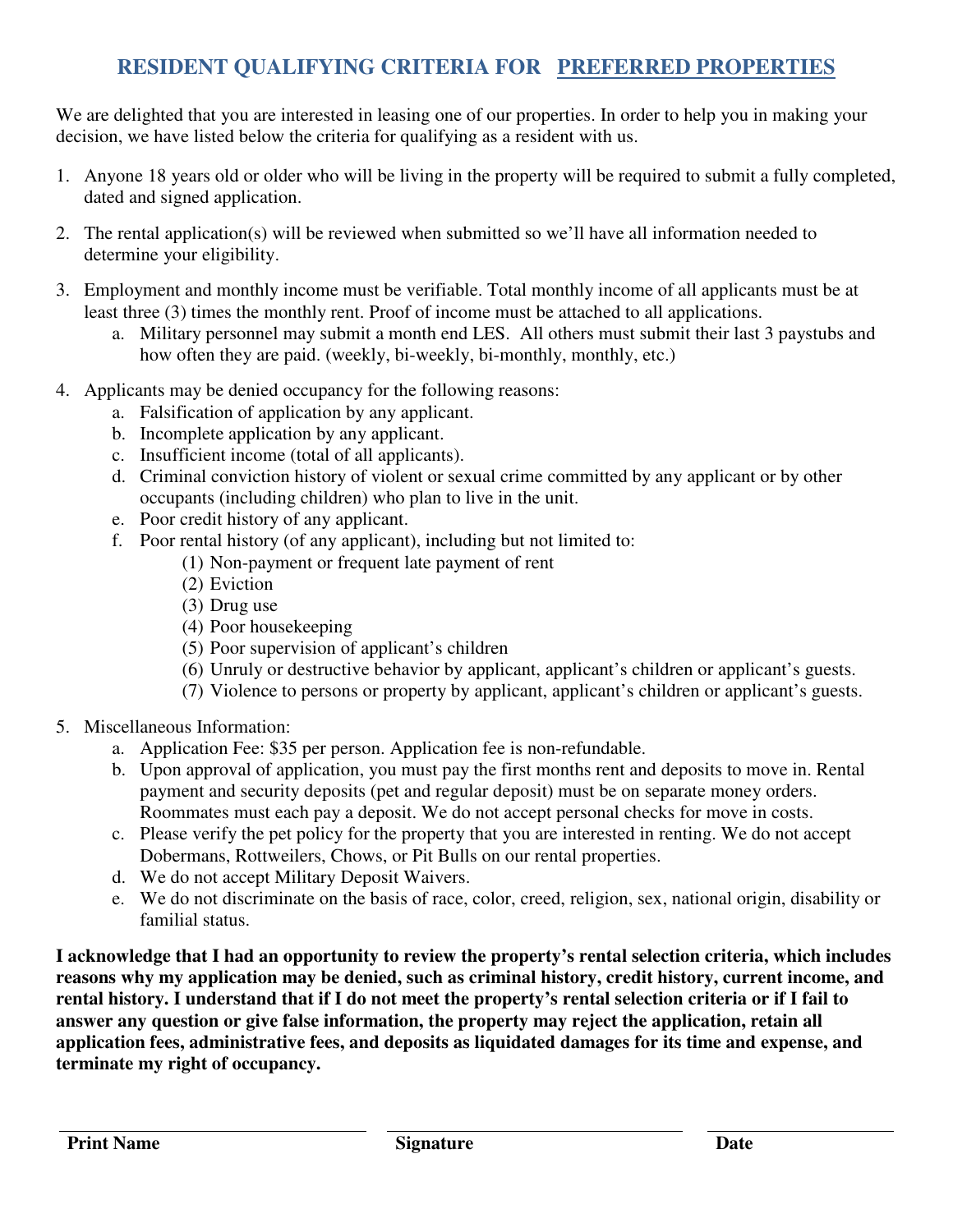# RESIDENT QUALIFYING CRITERIA FOR PREFERRED PROPERTIES

We are delighted that you are interested in leasing one of our properties. In order to help you in making your decision, we have listed below the criteria for qualifying as a resident with us.

1. Anyone 18 years old or older who will be living in the property will be required to submit a fully completed, dated and signed application.

2. The rental application(s) will be reviewed when submitted so we'll have all information needed to determine your eligibility.

3. Employment and monthly income must be verifiable. Total monthly income of all applicants must be at least three (3) times the monthly rent. Proof of income must be attached to all applications.
   a. Military personnel may submit a month end LES. All others must submit their last 3 paystubs and how often they are paid. (weekly, bi-weekly, bi-monthly, monthly, etc.)

4. Applicants may be denied occupancy for the following reasons:
   a. Falsification of application by any applicant.
   b. Incomplete application by any applicant.
   c. Insufficient income (total of all applicants).
   d. Criminal conviction history of violent or sexual crime committed by any applicant or by other occupants (including children) who plan to live in the unit.
   e. Poor credit history of any applicant.
   f. Poor rental history (of any applicant), including but not limited to:
      (1) Non-payment or frequent late payment of rent
      (2) Eviction
      (3) Drug use
      (4) Poor housekeeping
      (5) Poor supervision of applicant's children
      (6) Unruly or destructive behavior by applicant, applicant's children or applicant's guests.
      (7) Violence to persons or property by applicant, applicant's children or applicant's guests.

5. Miscellaneous Information:
   a. Application Fee: $35 per person. Application fee is non-refundable.
   b. Upon approval of application, you must pay the first months rent and deposits to move in. Rental payment and security deposits (pet and regular deposit) must be on separate money orders. Roommates must each pay a deposit. We do not accept personal checks for move in costs.
   c. Please verify the pet policy for the property that you are interested in renting. We do not accept Dobermans, Rottweilers, Chows, or Pit Bulls on our rental properties.
   d. We do not accept Military Deposit Waivers.
   e. We do not discriminate on the basis of race, color, creed, religion, sex, national origin, disability or familial status.

**I acknowledge that I had an opportunity to review the property's rental selection criteria, which includes reasons why my application may be denied, such as criminal history, credit history, current income, and rental history. I understand that if I do not meet the property's rental selection criteria or if I fail to answer any question or give false information, the property may reject the application, retain all application fees, administrative fees, and deposits as liquidated damages for its time and expense, and terminate my right of occupancy.**

| Print Name | Signature | Date |
|---|---|---|
| | | |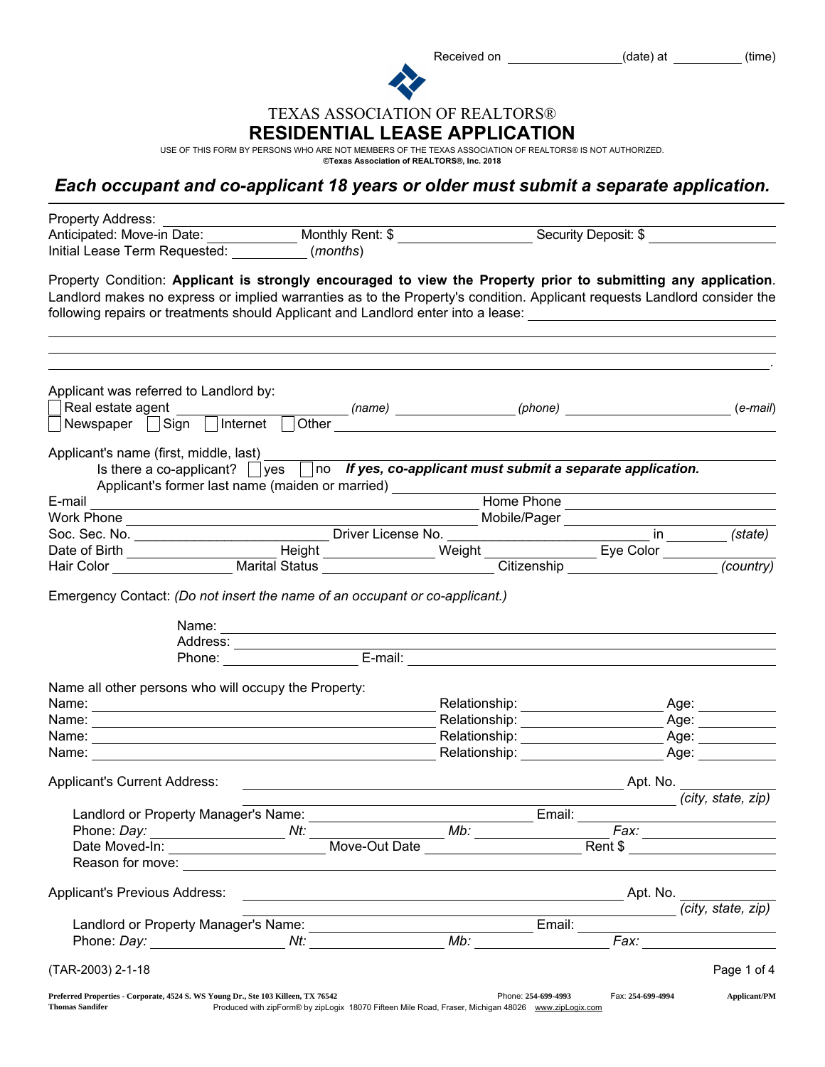Received on ________________(date) at __________ (time)

TEXAS ASSOCIATION OF REALTORS®

# RESIDENTIAL LEASE APPLICATION

USE OF THIS FORM BY PERSONS WHO ARE NOT MEMBERS OF THE TEXAS ASSOCIATION OF REALTORS® IS NOT AUTHORIZED.
**©Texas Association of REALTORS®, Inc. 2018**

## *Each occupant and co-applicant 18 years or older must submit a separate application.*

Property Address: ______________________________
Anticipated: Move-in Date: ____________ Monthly Rent: $ ______________ Security Deposit: $ ______________
Initial Lease Term Requested: __________ (*months*)

Property Condition: **Applicant is strongly encouraged to view the Property prior to submitting any application**. Landlord makes no express or implied warranties as to the Property's condition. Applicant requests Landlord consider the following repairs or treatments should Applicant and Landlord enter into a lease: ______________________________

______________________________

______________________________

______________________________.

Applicant was referred to Landlord by:
☐ Real estate agent ______________ (*name*) ______________ (*phone*) ______________ (*e-mail*)
☐ Newspaper ☐ Sign ☐ Internet ☐ Other ______________________________

Applicant's name (first, middle, last) ______________________________
Is there a co-applicant? ☐ yes ☐ no ***If yes, co-applicant must submit a separate application.***
Applicant's former last name (maiden or married) ______________________________
E-mail ______________________________ Home Phone ______________
Work Phone ______________________________ Mobile/Pager ______________
Soc. Sec. No. ______________ Driver License No. ______________ in ________ *(state)*
Date of Birth ______________ Height ______________ Weight ______________ Eye Color ______________
Hair Color ______________ Marital Status ______________ Citizenship ______________ *(country)*

Emergency Contact: *(Do not insert the name of an occupant or co-applicant.)*

Name: ______________________________
Address: ______________________________
Phone: ______________ E-mail: ______________________________

Name all other persons who will occupy the Property:
Name: ______________________________ Relationship: ______________ Age: ________
Name: ______________________________ Relationship: ______________ Age: ________
Name: ______________________________ Relationship: ______________ Age: ________
Name: ______________________________ Relationship: ______________ Age: ________

Applicant's Current Address: ______________________________ Apt. No. ________
______________________________ *(city, state, zip)*
Landlord or Property Manager's Name: ______________________________ Email: ______________
Phone: *Day:* ______________ *Nt:* ______________ *Mb:* ______________ *Fax:* ______________
Date Moved-In: ______________ Move-Out Date ______________ Rent $ ______________
Reason for move: ______________________________

Applicant's Previous Address: ______________________________ Apt. No. ________
______________________________ *(city, state, zip)*
Landlord or Property Manager's Name: ______________________________ Email: ______________
Phone: *Day:* ______________ *Nt:* ______________ *Mb:* ______________ *Fax:* ______________

(TAR-2003) 2-1-18

Preferred Properties - Corporate, 4524 S. WS Young Dr., Ste 103 Killeen, TX 76542 Phone: 254-699-4993 Fax: 254-699-4994 Applicant/PM
Thomas Sandifer Produced with zipForm® by zipLogix 18070 Fifteen Mile Road, Fraser, Michigan 48026 www.zipLogix.com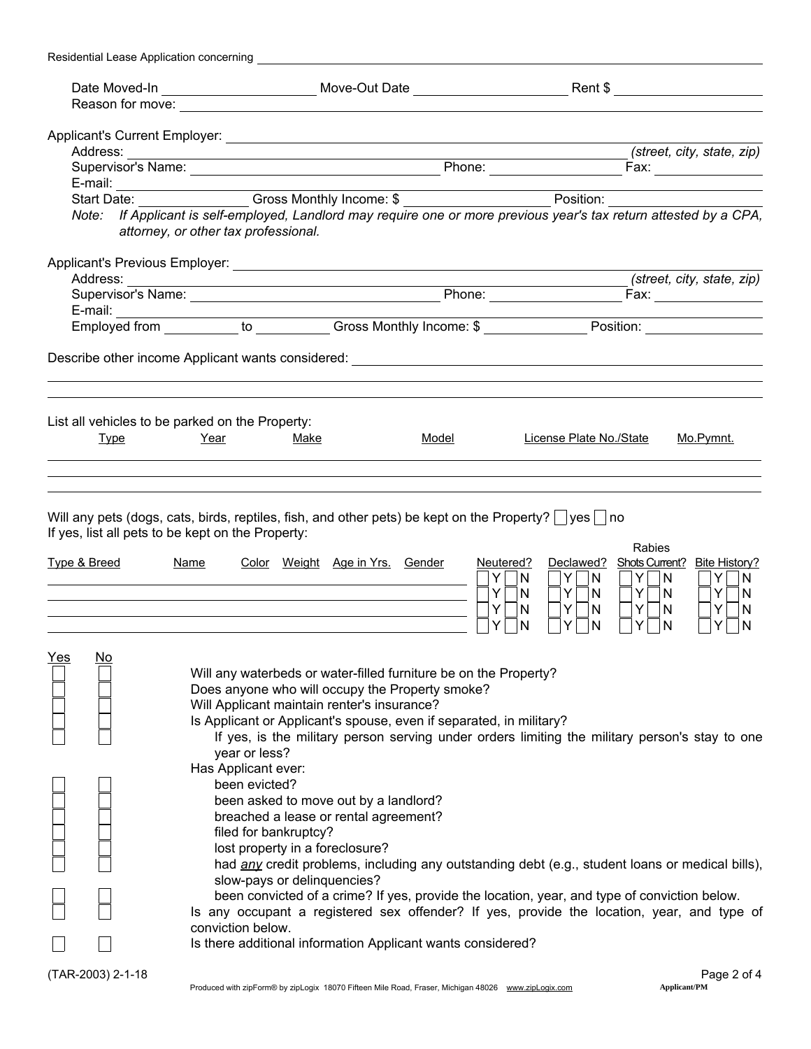Residential Lease Application concerning ______________________________

Date Moved-In ____________ Move-Out Date ____________ Rent $ ____________
Reason for move: ______________________________

Applicant's Current Employer: ______________________________
Address: ______________________________ *(street, city, state, zip)*
Supervisor's Name: ____________ Phone: ____________ Fax: ____________
E-mail: ______________________________
Start Date: ____________ Gross Monthly Income: $ ____________ Position: ____________
*Note: If Applicant is self-employed, Landlord may require one or more previous year's tax return attested by a CPA, attorney, or other tax professional.*

Applicant's Previous Employer: ______________________________
Address: ______________________________ *(street, city, state, zip)*
Supervisor's Name: ____________ Phone: ____________ Fax: ____________
E-mail: ______________________________
Employed from ____________ to ____________ Gross Monthly Income: $ ____________ Position: ____________

Describe other income Applicant wants considered: ______________________________

______________________________

______________________________

List all vehicles to be parked on the Property:

| Type | Year | Make | Model | License Plate No./State | Mo.Pymnt. |
|---|---|---|---|---|---|
| | | | | | |
| | | | | | |
| | | | | | |

Will any pets (dogs, cats, birds, reptiles, fish, and other pets) be kept on the Property? ☐ yes ☐ no
If yes, list all pets to be kept on the Property:

| Type & Breed | Name | Color | Weight | Age in Yrs. | Gender | Neutered? | Declawed? | Rabies Shots Current? | Bite History? |
|---|---|---|---|---|---|---|---|---|---|
| | | | | | | ☐ Y ☐ N | ☐ Y ☐ N | ☐ Y ☐ N | ☐ Y ☐ N |
| | | | | | | ☐ Y ☐ N | ☐ Y ☐ N | ☐ Y ☐ N | ☐ Y ☐ N |
| | | | | | | ☐ Y ☐ N | ☐ Y ☐ N | ☐ Y ☐ N | ☐ Y ☐ N |
| | | | | | | ☐ Y ☐ N | ☐ Y ☐ N | ☐ Y ☐ N | ☐ Y ☐ N |

| Yes | No | |
|---|---|---|
| ☐ | ☐ | Will any waterbeds or water-filled furniture be on the Property? |
| ☐ | ☐ | Does anyone who will occupy the Property smoke? |
| ☐ | ☐ | Will Applicant maintain renter's insurance? |
| ☐ | ☐ | Is Applicant or Applicant's spouse, even if separated, in military? |
| ☐ | ☐ | If yes, is the military person serving under orders limiting the military person's stay to one year or less? |
| | | Has Applicant ever: |
| ☐ | ☐ | been evicted? |
| ☐ | ☐ | been asked to move out by a landlord? |
| ☐ | ☐ | breached a lease or rental agreement? |
| ☐ | ☐ | filed for bankruptcy? |
| ☐ | ☐ | lost property in a foreclosure? |
| ☐ | ☐ | had *any* credit problems, including any outstanding debt (e.g., student loans or medical bills), slow-pays or delinquencies? |
| ☐ | ☐ | been convicted of a crime? If yes, provide the location, year, and type of conviction below. |
| ☐ | ☐ | Is any occupant a registered sex offender? If yes, provide the location, year, and type of conviction below. |
| ☐ | ☐ | Is there additional information Applicant wants considered? |

(TAR-2003) 2-1-18

Produced with zipForm® by zipLogix 18070 Fifteen Mile Road, Fraser, Michigan 48026 www.zipLogix.com

Applicant/PM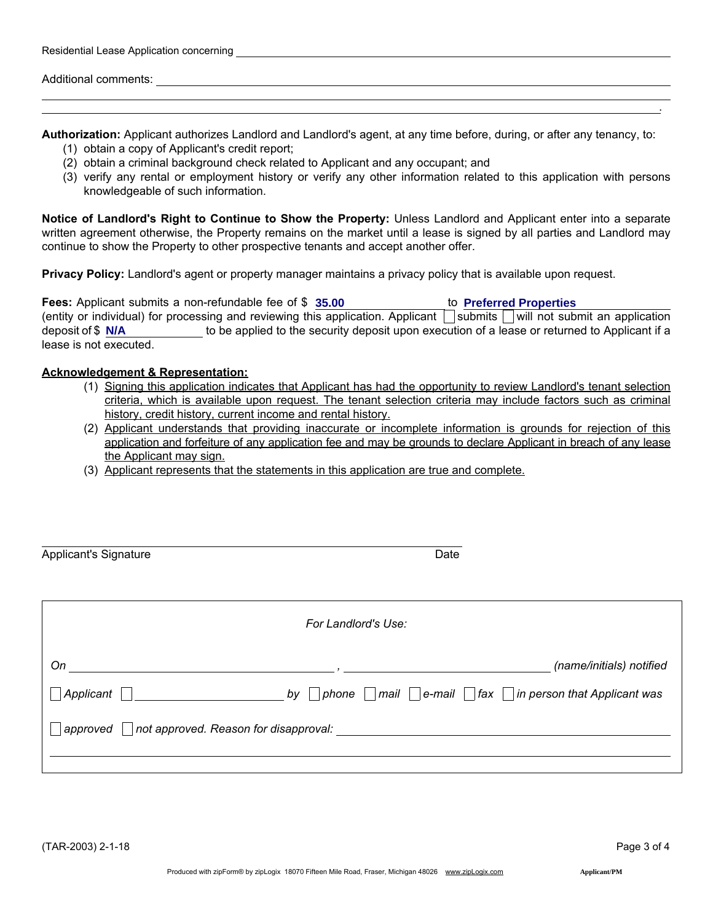Residential Lease Application concerning ______________________________

Additional comments: ______________________________

______________________________

______________________________.

**Authorization:** Applicant authorizes Landlord and Landlord's agent, at any time before, during, or after any tenancy, to:

(1) obtain a copy of Applicant's credit report;
(2) obtain a criminal background check related to Applicant and any occupant; and
(3) verify any rental or employment history or verify any other information related to this application with persons knowledgeable of such information.

**Notice of Landlord's Right to Continue to Show the Property:** Unless Landlord and Applicant enter into a separate written agreement otherwise, the Property remains on the market until a lease is signed by all parties and Landlord may continue to show the Property to other prospective tenants and accept another offer.

**Privacy Policy:** Landlord's agent or property manager maintains a privacy policy that is available upon request.

**Fees:** Applicant submits a non-refundable fee of $ **35.00** to **Preferred Properties** (entity or individual) for processing and reviewing this application. Applicant ☐ submits ☐ will not submit an application deposit of $ **N/A** to be applied to the security deposit upon execution of a lease or returned to Applicant if a lease is not executed.

**Acknowledgement & Representation:**

(1) Signing this application indicates that Applicant has had the opportunity to review Landlord's tenant selection criteria, which is available upon request. The tenant selection criteria may include factors such as criminal history, credit history, current income and rental history.
(2) Applicant understands that providing inaccurate or incomplete information is grounds for rejection of this application and forfeiture of any application fee and may be grounds to declare Applicant in breach of any lease the Applicant may sign.
(3) Applicant represents that the statements in this application are true and complete.

______________________________
Applicant's Signature                                        Date

*For Landlord's Use:*

*On* ______________________, ______________________ *(name/initials) notified*

☐ *Applicant* ☐ ______________________ *by* ☐ *phone* ☐ *mail* ☐ *e-mail* ☐ *fax* ☐ *in person that Applicant was*

☐ *approved* ☐ *not approved. Reason for disapproval:* ______________________

______________________________

(TAR-2003) 2-1-18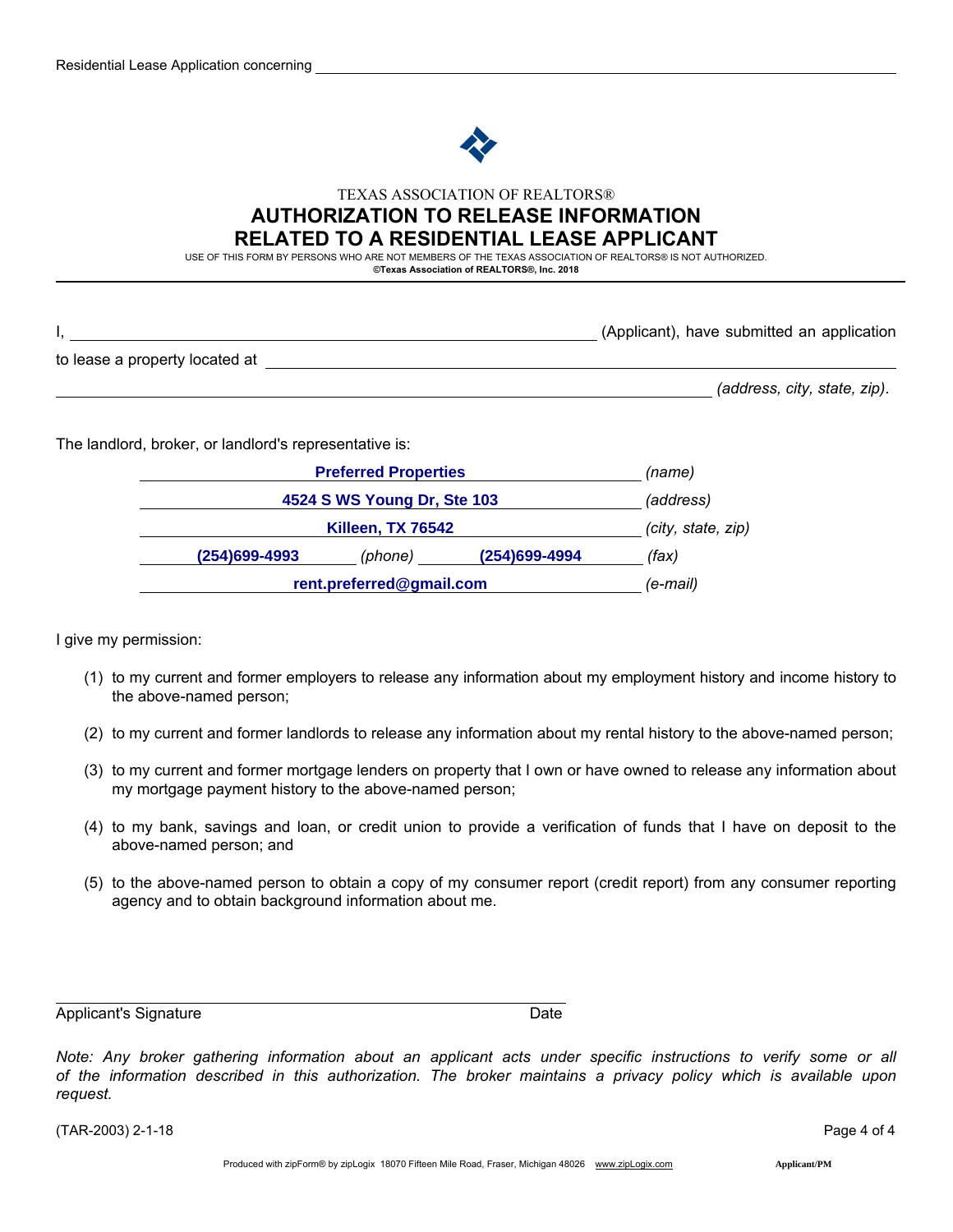TEXAS ASSOCIATION OF REALTORS®

# AUTHORIZATION TO RELEASE INFORMATION RELATED TO A RESIDENTIAL LEASE APPLICANT

USE OF THIS FORM BY PERSONS WHO ARE NOT MEMBERS OF THE TEXAS ASSOCIATION OF REALTORS® IS NOT AUTHORIZED.
**©Texas Association of REALTORS®, Inc. 2018**

I, ______________________________ (Applicant), have submitted an application to lease a property located at ______________________________ *(address, city, state, zip)*.

The landlord, broker, or landlord's representative is:

**Preferred Properties** *(name)*
**4524 S WS Young Dr, Ste 103** *(address)*
**Killeen, TX 76542** *(city, state, zip)*
**(254)699-4993** *(phone)* **(254)699-4994** *(fax)*
**rent.preferred@gmail.com** *(e-mail)*

I give my permission:

(1) to my current and former employers to release any information about my employment history and income history to the above-named person;

(2) to my current and former landlords to release any information about my rental history to the above-named person;

(3) to my current and former mortgage lenders on property that I own or have owned to release any information about my mortgage payment history to the above-named person;

(4) to my bank, savings and loan, or credit union to provide a verification of funds that I have on deposit to the above-named person; and

(5) to the above-named person to obtain a copy of my consumer report (credit report) from any consumer reporting agency and to obtain background information about me.

______________________________
Applicant's Signature Date

*Note: Any broker gathering information about an applicant acts under specific instructions to verify some or all of the information described in this authorization. The broker maintains a privacy policy which is available upon request.*

(TAR-2003) 2-1-18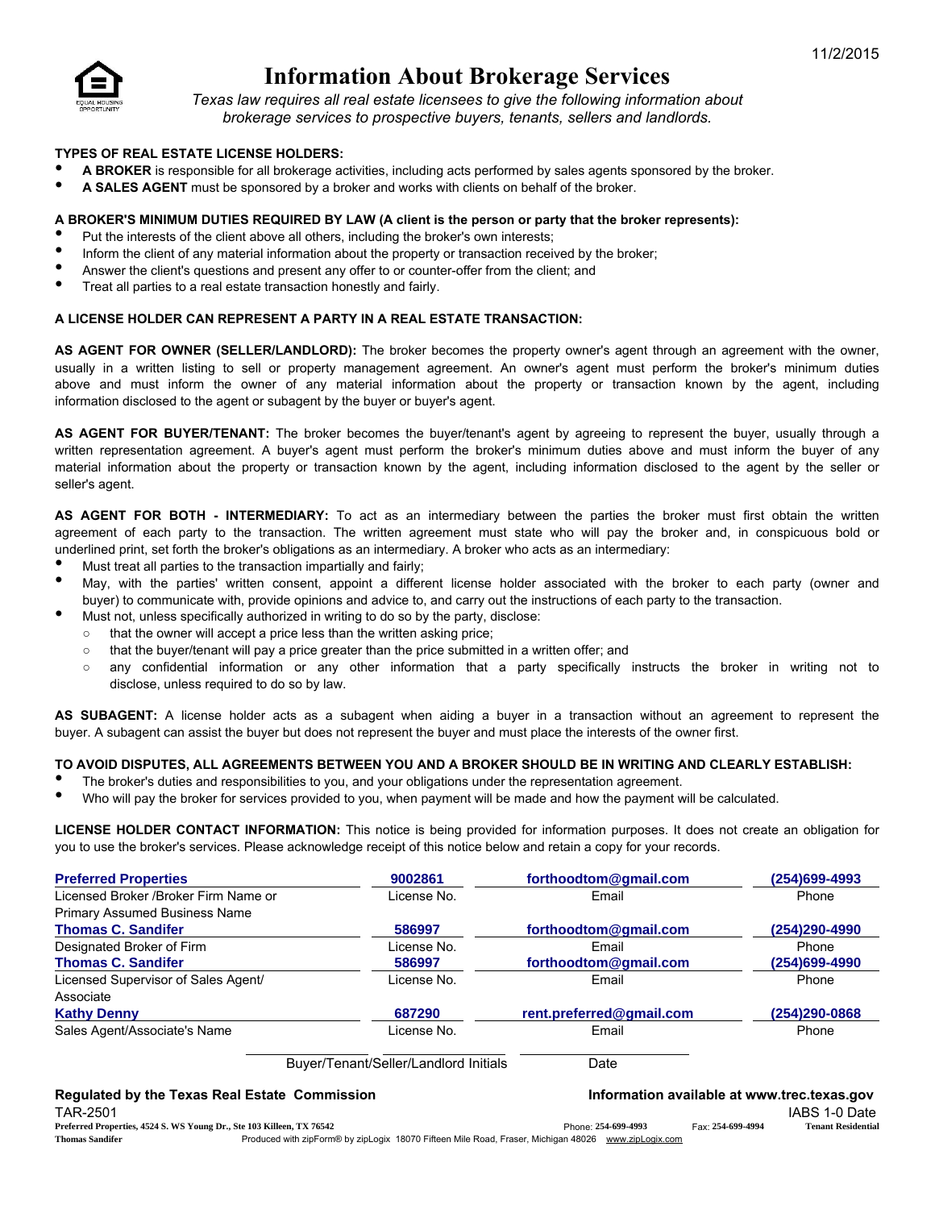11/2/2015

# Information About Brokerage Services

*Texas law requires all real estate licensees to give the following information about brokerage services to prospective buyers, tenants, sellers and landlords.*

**TYPES OF REAL ESTATE LICENSE HOLDERS:**

- **A BROKER** is responsible for all brokerage activities, including acts performed by sales agents sponsored by the broker.
- **A SALES AGENT** must be sponsored by a broker and works with clients on behalf of the broker.

**A BROKER'S MINIMUM DUTIES REQUIRED BY LAW (A client is the person or party that the broker represents):**

- Put the interests of the client above all others, including the broker's own interests;
- Inform the client of any material information about the property or transaction received by the broker;
- Answer the client's questions and present any offer to or counter-offer from the client; and
- Treat all parties to a real estate transaction honestly and fairly.

**A LICENSE HOLDER CAN REPRESENT A PARTY IN A REAL ESTATE TRANSACTION:**

**AS AGENT FOR OWNER (SELLER/LANDLORD):** The broker becomes the property owner's agent through an agreement with the owner, usually in a written listing to sell or property management agreement. An owner's agent must perform the broker's minimum duties above and must inform the owner of any material information about the property or transaction known by the agent, including information disclosed to the agent or subagent by the buyer or buyer's agent.

**AS AGENT FOR BUYER/TENANT:** The broker becomes the buyer/tenant's agent by agreeing to represent the buyer, usually through a written representation agreement. A buyer's agent must perform the broker's minimum duties above and must inform the buyer of any material information about the property or transaction known by the agent, including information disclosed to the agent by the seller or seller's agent.

**AS AGENT FOR BOTH - INTERMEDIARY:** To act as an intermediary between the parties the broker must first obtain the written agreement of each party to the transaction. The written agreement must state who will pay the broker and, in conspicuous bold or underlined print, set forth the broker's obligations as an intermediary. A broker who acts as an intermediary:

- Must treat all parties to the transaction impartially and fairly;
- May, with the parties' written consent, appoint a different license holder associated with the broker to each party (owner and buyer) to communicate with, provide opinions and advice to, and carry out the instructions of each party to the transaction.
- Must not, unless specifically authorized in writing to do so by the party, disclose:
  - that the owner will accept a price less than the written asking price;
  - that the buyer/tenant will pay a price greater than the price submitted in a written offer; and
  - any confidential information or any other information that a party specifically instructs the broker in writing not to disclose, unless required to do so by law.

**AS SUBAGENT:** A license holder acts as a subagent when aiding a buyer in a transaction without an agreement to represent the buyer. A subagent can assist the buyer but does not represent the buyer and must place the interests of the owner first.

**TO AVOID DISPUTES, ALL AGREEMENTS BETWEEN YOU AND A BROKER SHOULD BE IN WRITING AND CLEARLY ESTABLISH:**

- The broker's duties and responsibilities to you, and your obligations under the representation agreement.
- Who will pay the broker for services provided to you, when payment will be made and how the payment will be calculated.

**LICENSE HOLDER CONTACT INFORMATION:** This notice is being provided for information purposes. It does not create an obligation for you to use the broker's services. Please acknowledge receipt of this notice below and retain a copy for your records.

| Name | License No. | Email | Phone |
|---|---|---|---|
| **Preferred Properties**<br>Licensed Broker /Broker Firm Name or Primary Assumed Business Name | **9002861** | **forthoodtom@gmail.com** | **(254)699-4993** |
| **Thomas C. Sandifer**<br>Designated Broker of Firm | **586997** | **forthoodtom@gmail.com** | **(254)290-4990** |
| **Thomas C. Sandifer**<br>Licensed Supervisor of Sales Agent/ Associate | **586997** | **forthoodtom@gmail.com** | **(254)699-4990** |
| **Kathy Denny**<br>Sales Agent/Associate's Name | **687290** | **rent.preferred@gmail.com** | **(254)290-0868** |

Buyer/Tenant/Seller/Landlord Initials ____ ____ Date ____

**Regulated by the Texas Real Estate Commission** — **Information available at www.trec.texas.gov**

TAR-2501 — IABS 1-0 Date

Preferred Properties, 4524 S. WS Young Dr., Ste 103 Killeen, TX 76542 — Phone: 254-699-4993 — Fax: 254-699-4994 — Tenant Residential

Thomas Sandifer — Produced with zipForm® by zipLogix 18070 Fifteen Mile Road, Fraser, Michigan 48026 www.zipLogix.com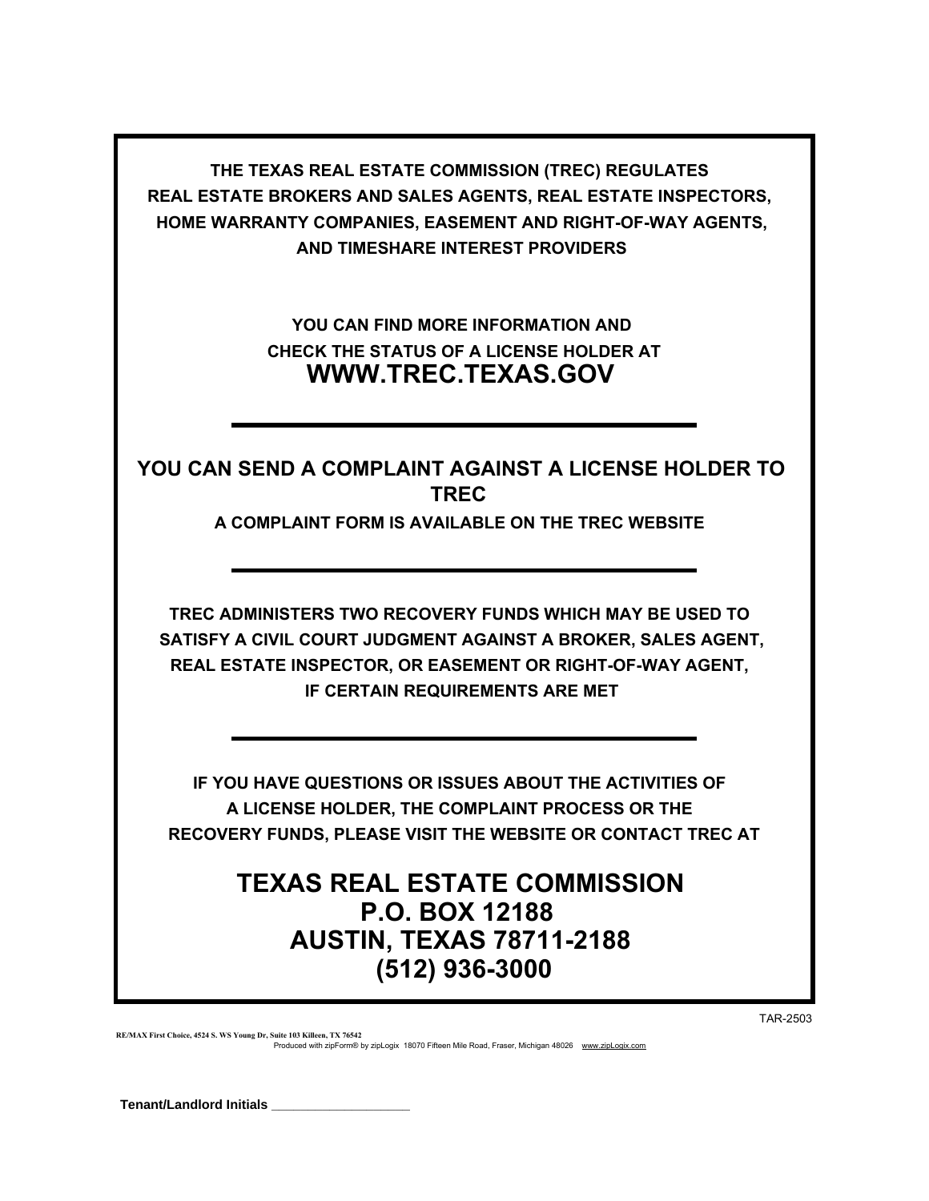**THE TEXAS REAL ESTATE COMMISSION (TREC) REGULATES REAL ESTATE BROKERS AND SALES AGENTS, REAL ESTATE INSPECTORS, HOME WARRANTY COMPANIES, EASEMENT AND RIGHT-OF-WAY AGENTS, AND TIMESHARE INTEREST PROVIDERS**

**YOU CAN FIND MORE INFORMATION AND CHECK THE STATUS OF A LICENSE HOLDER AT**

## WWW.TREC.TEXAS.GOV

---

## YOU CAN SEND A COMPLAINT AGAINST A LICENSE HOLDER TO TREC

**A COMPLAINT FORM IS AVAILABLE ON THE TREC WEBSITE**

---

**TREC ADMINISTERS TWO RECOVERY FUNDS WHICH MAY BE USED TO SATISFY A CIVIL COURT JUDGMENT AGAINST A BROKER, SALES AGENT, REAL ESTATE INSPECTOR, OR EASEMENT OR RIGHT-OF-WAY AGENT, IF CERTAIN REQUIREMENTS ARE MET**

---

**IF YOU HAVE QUESTIONS OR ISSUES ABOUT THE ACTIVITIES OF A LICENSE HOLDER, THE COMPLAINT PROCESS OR THE RECOVERY FUNDS, PLEASE VISIT THE WEBSITE OR CONTACT TREC AT**

## TEXAS REAL ESTATE COMMISSION
## P.O. BOX 12188
## AUSTIN, TEXAS 78711-2188
## (512) 936-3000

TAR-2503

RE/MAX First Choice, 4524 S. WS Young Dr, Suite 103 Killeen, TX 76542
Produced with zipForm® by zipLogix 18070 Fifteen Mile Road, Fraser, Michigan 48026 www.zipLogix.com

**Tenant/Landlord Initials** ____________________